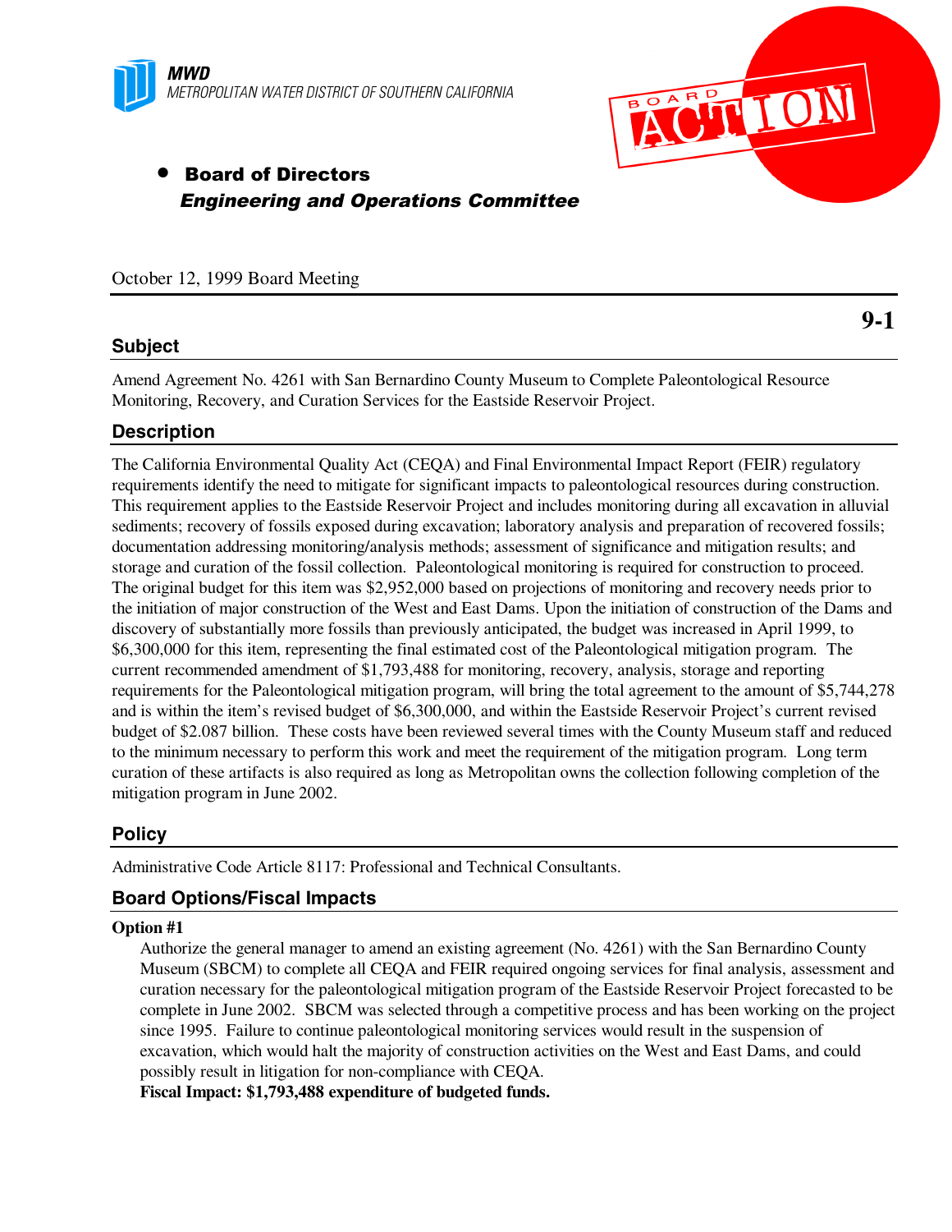**MWD**
*METROPOLITAN WATER DISTRICT OF SOUTHERN CALIFORNIA*

BOARD ACTION

- **Board of Directors**
  ***Engineering and Operations Committee***

October 12, 1999 Board Meeting

**9-1**

## Subject

Amend Agreement No. 4261 with San Bernardino County Museum to Complete Paleontological Resource Monitoring, Recovery, and Curation Services for the Eastside Reservoir Project.

## Description

The California Environmental Quality Act (CEQA) and Final Environmental Impact Report (FEIR) regulatory requirements identify the need to mitigate for significant impacts to paleontological resources during construction. This requirement applies to the Eastside Reservoir Project and includes monitoring during all excavation in alluvial sediments; recovery of fossils exposed during excavation; laboratory analysis and preparation of recovered fossils; documentation addressing monitoring/analysis methods; assessment of significance and mitigation results; and storage and curation of the fossil collection. Paleontological monitoring is required for construction to proceed. The original budget for this item was $2,952,000 based on projections of monitoring and recovery needs prior to the initiation of major construction of the West and East Dams. Upon the initiation of construction of the Dams and discovery of substantially more fossils than previously anticipated, the budget was increased in April 1999, to $6,300,000 for this item, representing the final estimated cost of the Paleontological mitigation program. The current recommended amendment of $1,793,488 for monitoring, recovery, analysis, storage and reporting requirements for the Paleontological mitigation program, will bring the total agreement to the amount of $5,744,278 and is within the item's revised budget of $6,300,000, and within the Eastside Reservoir Project's current revised budget of $2.087 billion. These costs have been reviewed several times with the County Museum staff and reduced to the minimum necessary to perform this work and meet the requirement of the mitigation program. Long term curation of these artifacts is also required as long as Metropolitan owns the collection following completion of the mitigation program in June 2002.

## Policy

Administrative Code Article 8117: Professional and Technical Consultants.

## Board Options/Fiscal Impacts

**Option #1**

Authorize the general manager to amend an existing agreement (No. 4261) with the San Bernardino County Museum (SBCM) to complete all CEQA and FEIR required ongoing services for final analysis, assessment and curation necessary for the paleontological mitigation program of the Eastside Reservoir Project forecasted to be complete in June 2002. SBCM was selected through a competitive process and has been working on the project since 1995. Failure to continue paleontological monitoring services would result in the suspension of excavation, which would halt the majority of construction activities on the West and East Dams, and could possibly result in litigation for non-compliance with CEQA.

**Fiscal Impact: $1,793,488 expenditure of budgeted funds.**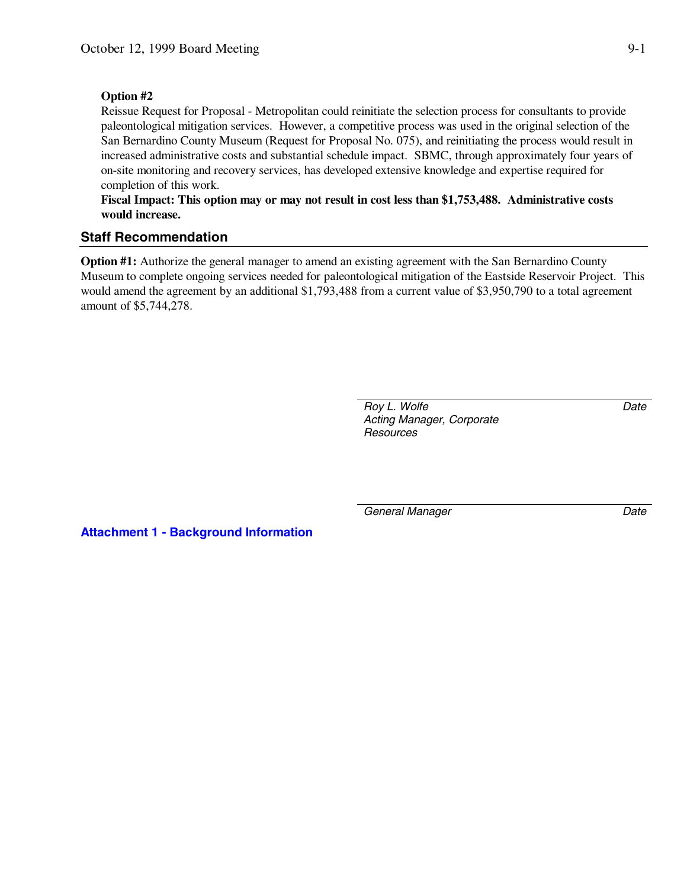**Option #2**

Reissue Request for Proposal - Metropolitan could reinitiate the selection process for consultants to provide paleontological mitigation services. However, a competitive process was used in the original selection of the San Bernardino County Museum (Request for Proposal No. 075), and reinitiating the process would result in increased administrative costs and substantial schedule impact. SBMC, through approximately four years of on-site monitoring and recovery services, has developed extensive knowledge and expertise required for completion of this work.

**Fiscal Impact: This option may or may not result in cost less than $1,753,488. Administrative costs would increase.**

## Staff Recommendation

**Option #1:** Authorize the general manager to amend an existing agreement with the San Bernardino County Museum to complete ongoing services needed for paleontological mitigation of the Eastside Reservoir Project. This would amend the agreement by an additional $1,793,488 from a current value of $3,950,790 to a total agreement amount of $5,744,278.

*Roy L. Wolfe* — *Date*
*Acting Manager, Corporate Resources*

*General Manager* — *Date*

**Attachment 1 - Background Information**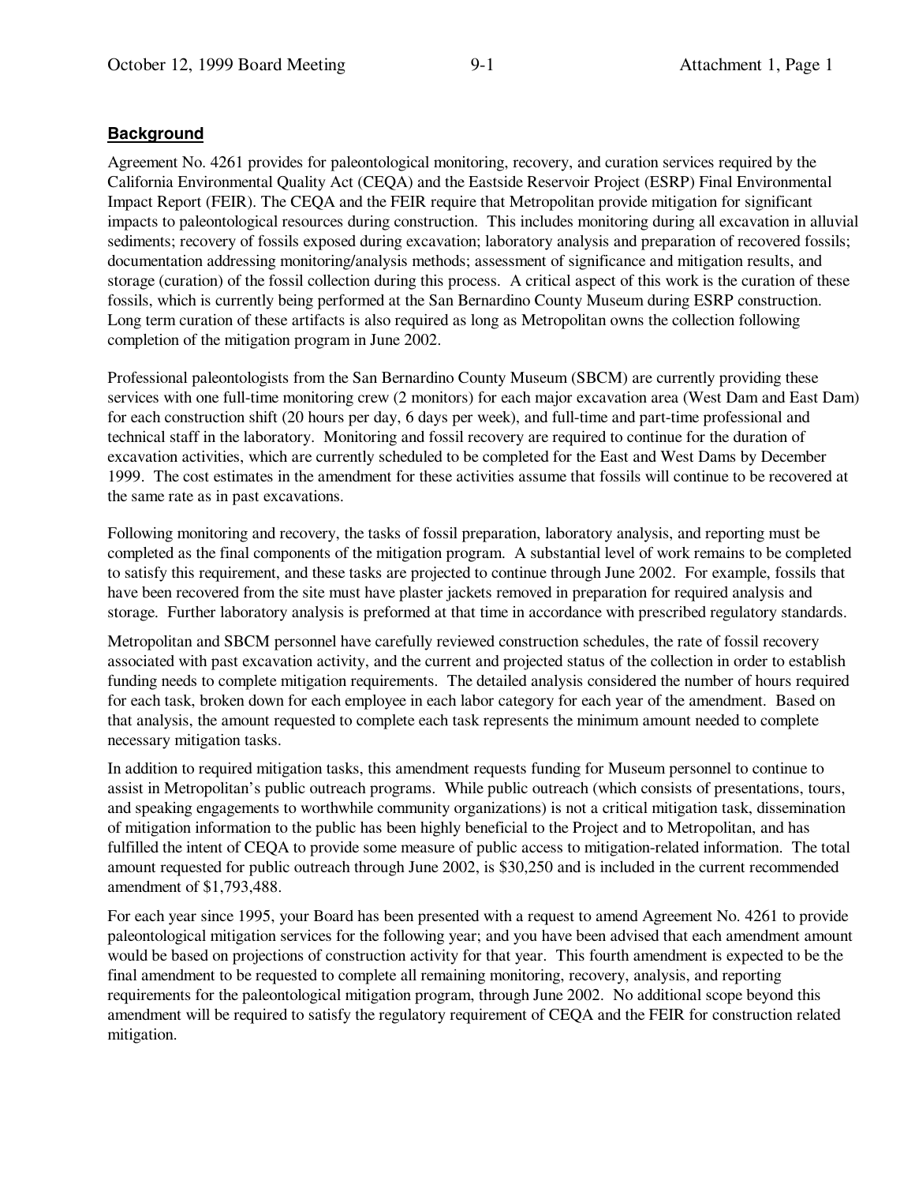## **Background**

Agreement No. 4261 provides for paleontological monitoring, recovery, and curation services required by the California Environmental Quality Act (CEQA) and the Eastside Reservoir Project (ESRP) Final Environmental Impact Report (FEIR). The CEQA and the FEIR require that Metropolitan provide mitigation for significant impacts to paleontological resources during construction. This includes monitoring during all excavation in alluvial sediments; recovery of fossils exposed during excavation; laboratory analysis and preparation of recovered fossils; documentation addressing monitoring/analysis methods; assessment of significance and mitigation results, and storage (curation) of the fossil collection during this process. A critical aspect of this work is the curation of these fossils, which is currently being performed at the San Bernardino County Museum during ESRP construction. Long term curation of these artifacts is also required as long as Metropolitan owns the collection following completion of the mitigation program in June 2002.

Professional paleontologists from the San Bernardino County Museum (SBCM) are currently providing these services with one full-time monitoring crew (2 monitors) for each major excavation area (West Dam and East Dam) for each construction shift (20 hours per day, 6 days per week), and full-time and part-time professional and technical staff in the laboratory. Monitoring and fossil recovery are required to continue for the duration of excavation activities, which are currently scheduled to be completed for the East and West Dams by December 1999. The cost estimates in the amendment for these activities assume that fossils will continue to be recovered at the same rate as in past excavations.

Following monitoring and recovery, the tasks of fossil preparation, laboratory analysis, and reporting must be completed as the final components of the mitigation program. A substantial level of work remains to be completed to satisfy this requirement, and these tasks are projected to continue through June 2002. For example, fossils that have been recovered from the site must have plaster jackets removed in preparation for required analysis and storage. Further laboratory analysis is preformed at that time in accordance with prescribed regulatory standards.

Metropolitan and SBCM personnel have carefully reviewed construction schedules, the rate of fossil recovery associated with past excavation activity, and the current and projected status of the collection in order to establish funding needs to complete mitigation requirements. The detailed analysis considered the number of hours required for each task, broken down for each employee in each labor category for each year of the amendment. Based on that analysis, the amount requested to complete each task represents the minimum amount needed to complete necessary mitigation tasks.

In addition to required mitigation tasks, this amendment requests funding for Museum personnel to continue to assist in Metropolitan's public outreach programs. While public outreach (which consists of presentations, tours, and speaking engagements to worthwhile community organizations) is not a critical mitigation task, dissemination of mitigation information to the public has been highly beneficial to the Project and to Metropolitan, and has fulfilled the intent of CEQA to provide some measure of public access to mitigation-related information. The total amount requested for public outreach through June 2002, is $30,250 and is included in the current recommended amendment of $1,793,488.

For each year since 1995, your Board has been presented with a request to amend Agreement No. 4261 to provide paleontological mitigation services for the following year; and you have been advised that each amendment amount would be based on projections of construction activity for that year. This fourth amendment is expected to be the final amendment to be requested to complete all remaining monitoring, recovery, analysis, and reporting requirements for the paleontological mitigation program, through June 2002. No additional scope beyond this amendment will be required to satisfy the regulatory requirement of CEQA and the FEIR for construction related mitigation.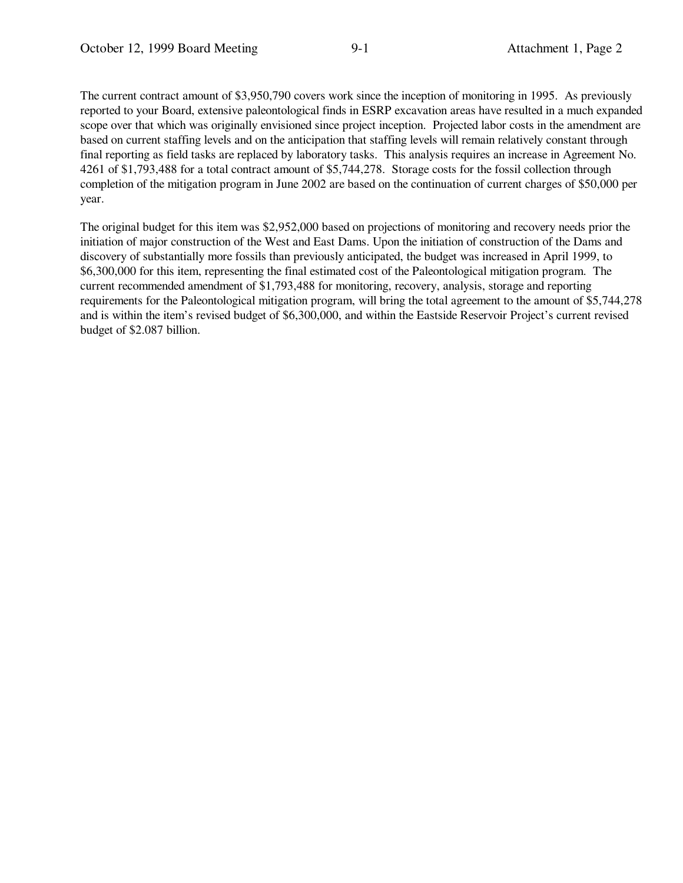The current contract amount of $3,950,790 covers work since the inception of monitoring in 1995. As previously reported to your Board, extensive paleontological finds in ESRP excavation areas have resulted in a much expanded scope over that which was originally envisioned since project inception. Projected labor costs in the amendment are based on current staffing levels and on the anticipation that staffing levels will remain relatively constant through final reporting as field tasks are replaced by laboratory tasks. This analysis requires an increase in Agreement No. 4261 of $1,793,488 for a total contract amount of $5,744,278. Storage costs for the fossil collection through completion of the mitigation program in June 2002 are based on the continuation of current charges of $50,000 per year.

The original budget for this item was $2,952,000 based on projections of monitoring and recovery needs prior the initiation of major construction of the West and East Dams. Upon the initiation of construction of the Dams and discovery of substantially more fossils than previously anticipated, the budget was increased in April 1999, to $6,300,000 for this item, representing the final estimated cost of the Paleontological mitigation program. The current recommended amendment of $1,793,488 for monitoring, recovery, analysis, storage and reporting requirements for the Paleontological mitigation program, will bring the total agreement to the amount of $5,744,278 and is within the item's revised budget of $6,300,000, and within the Eastside Reservoir Project's current revised budget of $2.087 billion.